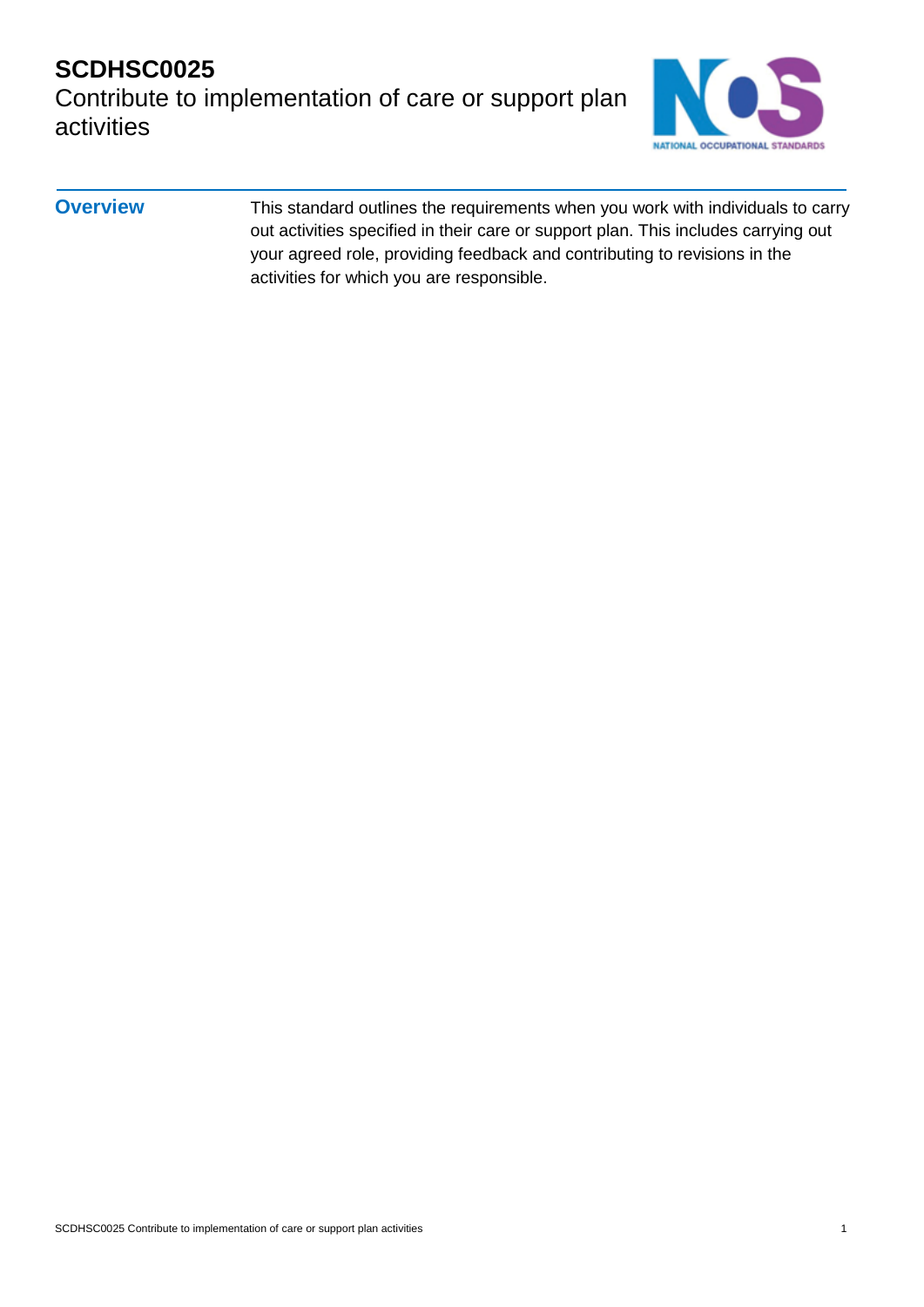# SCDHSC0025

## Contribute to implementation of care or support plan activities

### Overview

This standard outlines the requirements when you work with individuals to carry out activities specified in their care or support plan. This includes carrying out your agreed role, providing feedback and contributing to revisions in the activities for which you are responsible.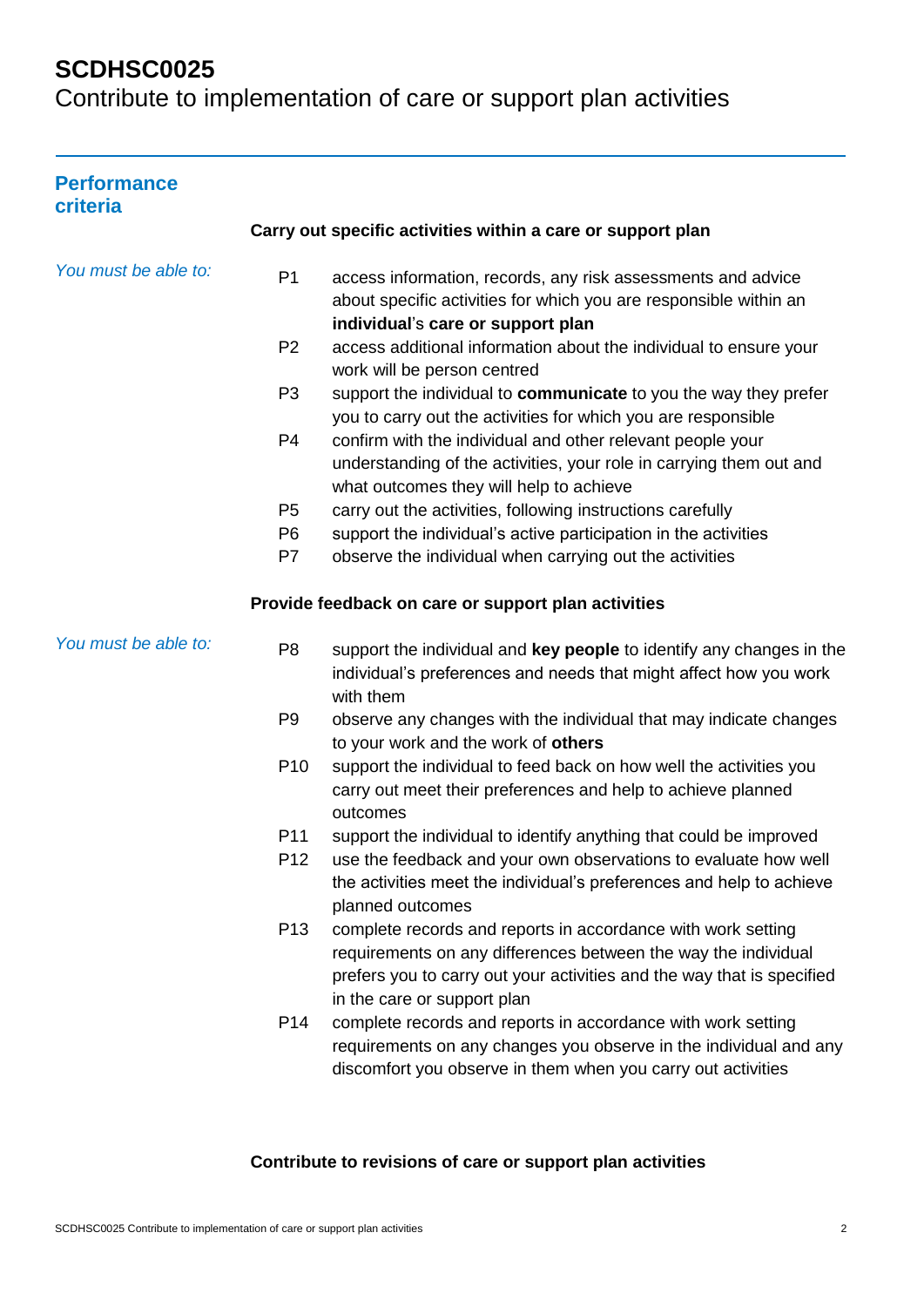# SCDHSC0025
Contribute to implementation of care or support plan activities

## Performance criteria

**Carry out specific activities within a care or support plan**

*You must be able to:*

- P1 access information, records, any risk assessments and advice about specific activities for which you are responsible within an **individual**'s **care or support plan**
- P2 access additional information about the individual to ensure your work will be person centred
- P3 support the individual to **communicate** to you the way they prefer you to carry out the activities for which you are responsible
- P4 confirm with the individual and other relevant people your understanding of the activities, your role in carrying them out and what outcomes they will help to achieve
- P5 carry out the activities, following instructions carefully
- P6 support the individual's active participation in the activities
- P7 observe the individual when carrying out the activities

**Provide feedback on care or support plan activities**

*You must be able to:*

- P8 support the individual and **key people** to identify any changes in the individual's preferences and needs that might affect how you work with them
- P9 observe any changes with the individual that may indicate changes to your work and the work of **others**
- P10 support the individual to feed back on how well the activities you carry out meet their preferences and help to achieve planned outcomes
- P11 support the individual to identify anything that could be improved
- P12 use the feedback and your own observations to evaluate how well the activities meet the individual's preferences and help to achieve planned outcomes
- P13 complete records and reports in accordance with work setting requirements on any differences between the way the individual prefers you to carry out your activities and the way that is specified in the care or support plan
- P14 complete records and reports in accordance with work setting requirements on any changes you observe in the individual and any discomfort you observe in them when you carry out activities

**Contribute to revisions of care or support plan activities**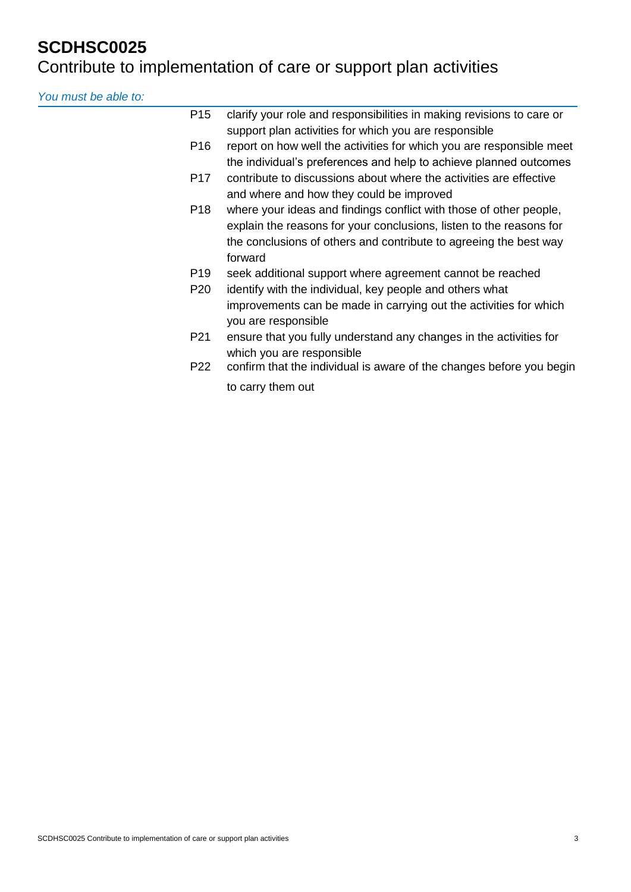# SCDHSC0025

Contribute to implementation of care or support plan activities

*You must be able to:*

- P15 clarify your role and responsibilities in making revisions to care or support plan activities for which you are responsible
- P16 report on how well the activities for which you are responsible meet the individual's preferences and help to achieve planned outcomes
- P17 contribute to discussions about where the activities are effective and where and how they could be improved
- P18 where your ideas and findings conflict with those of other people, explain the reasons for your conclusions, listen to the reasons for the conclusions of others and contribute to agreeing the best way forward
- P19 seek additional support where agreement cannot be reached
- P20 identify with the individual, key people and others what improvements can be made in carrying out the activities for which you are responsible
- P21 ensure that you fully understand any changes in the activities for which you are responsible
- P22 confirm that the individual is aware of the changes before you begin to carry them out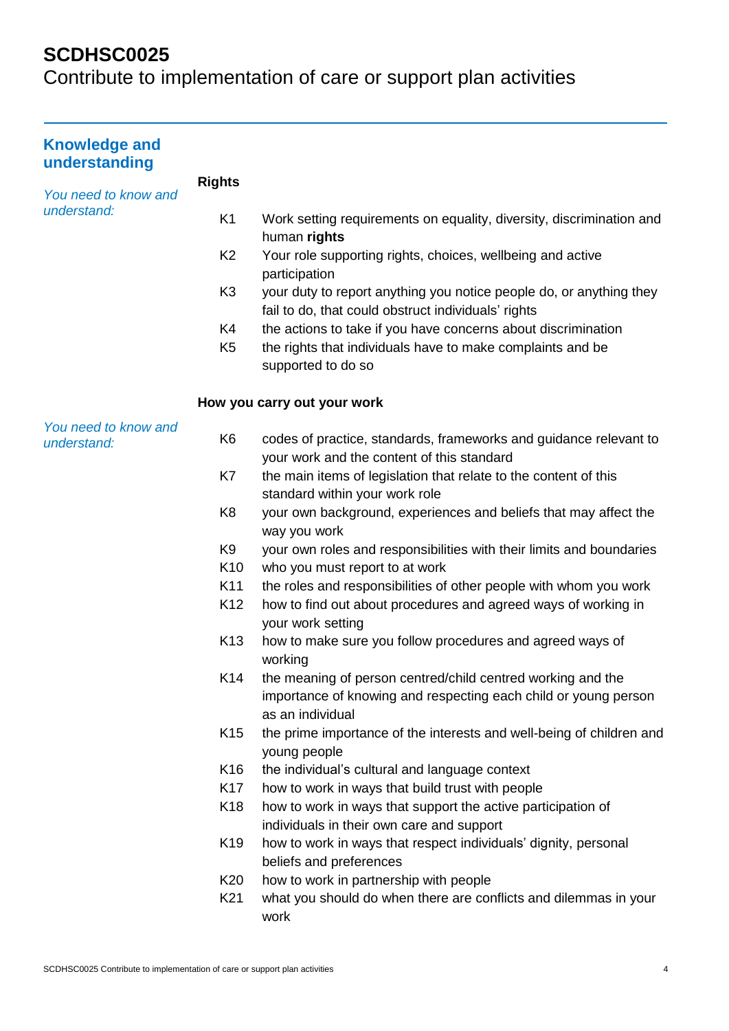# SCDHSC0025

Contribute to implementation of care or support plan activities

## Knowledge and understanding

*You need to know and understand:*

**Rights**

- K1 Work setting requirements on equality, diversity, discrimination and human **rights**
- K2 Your role supporting rights, choices, wellbeing and active participation
- K3 your duty to report anything you notice people do, or anything they fail to do, that could obstruct individuals' rights
- K4 the actions to take if you have concerns about discrimination
- K5 the rights that individuals have to make complaints and be supported to do so

**How you carry out your work**

*You need to know and understand:*

- K6 codes of practice, standards, frameworks and guidance relevant to your work and the content of this standard
- K7 the main items of legislation that relate to the content of this standard within your work role
- K8 your own background, experiences and beliefs that may affect the way you work
- K9 your own roles and responsibilities with their limits and boundaries
- K10 who you must report to at work
- K11 the roles and responsibilities of other people with whom you work
- K12 how to find out about procedures and agreed ways of working in your work setting
- K13 how to make sure you follow procedures and agreed ways of working
- K14 the meaning of person centred/child centred working and the importance of knowing and respecting each child or young person as an individual
- K15 the prime importance of the interests and well-being of children and young people
- K16 the individual's cultural and language context
- K17 how to work in ways that build trust with people
- K18 how to work in ways that support the active participation of individuals in their own care and support
- K19 how to work in ways that respect individuals' dignity, personal beliefs and preferences
- K20 how to work in partnership with people
- K21 what you should do when there are conflicts and dilemmas in your work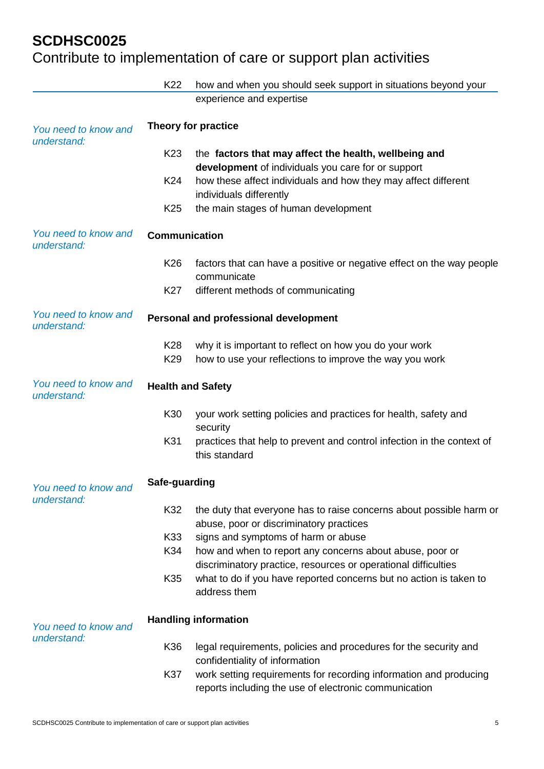| | | |
|---|---|---|
| | K22 | how and when you should seek support in situations beyond your experience and expertise |
| *You need to know and understand:* | **Theory for practice** | |
| | K23 | the **factors that may affect the health, wellbeing and development** of individuals you care for or support |
| | K24 | how these affect individuals and how they may affect different individuals differently |
| | K25 | the main stages of human development |
| *You need to know and understand:* | **Communication** | |
| | K26 | factors that can have a positive or negative effect on the way people communicate |
| | K27 | different methods of communicating |
| *You need to know and understand:* | **Personal and professional development** | |
| | K28 | why it is important to reflect on how you do your work |
| | K29 | how to use your reflections to improve the way you work |
| *You need to know and understand:* | **Health and Safety** | |
| | K30 | your work setting policies and practices for health, safety and security |
| | K31 | practices that help to prevent and control infection in the context of this standard |
| *You need to know and understand:* | **Safe-guarding** | |
| | K32 | the duty that everyone has to raise concerns about possible harm or abuse, poor or discriminatory practices |
| | K33 | signs and symptoms of harm or abuse |
| | K34 | how and when to report any concerns about abuse, poor or discriminatory practice, resources or operational difficulties |
| | K35 | what to do if you have reported concerns but no action is taken to address them |
| *You need to know and understand:* | **Handling information** | |
| | K36 | legal requirements, policies and procedures for the security and confidentiality of information |
| | K37 | work setting requirements for recording information and producing reports including the use of electronic communication |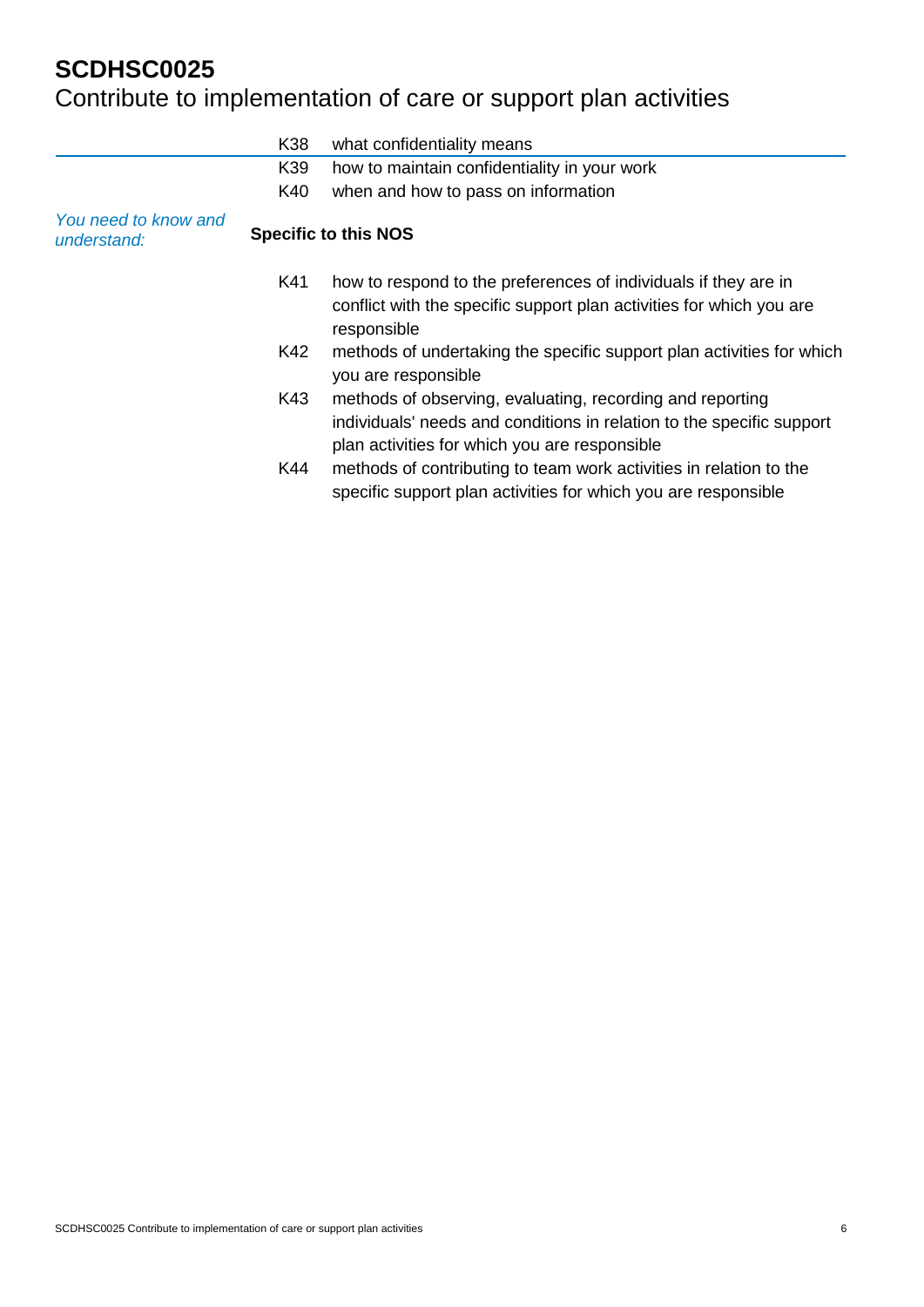| | | |
|---|---|---|
| | K38 | what confidentiality means |
| | K39 | how to maintain confidentiality in your work |
| | K40 | when and how to pass on information |

*You need to know and understand:*

**Specific to this NOS**

| | |
|---|---|
| K41 | how to respond to the preferences of individuals if they are in conflict with the specific support plan activities for which you are responsible |
| K42 | methods of undertaking the specific support plan activities for which you are responsible |
| K43 | methods of observing, evaluating, recording and reporting individuals' needs and conditions in relation to the specific support plan activities for which you are responsible |
| K44 | methods of contributing to team work activities in relation to the specific support plan activities for which you are responsible |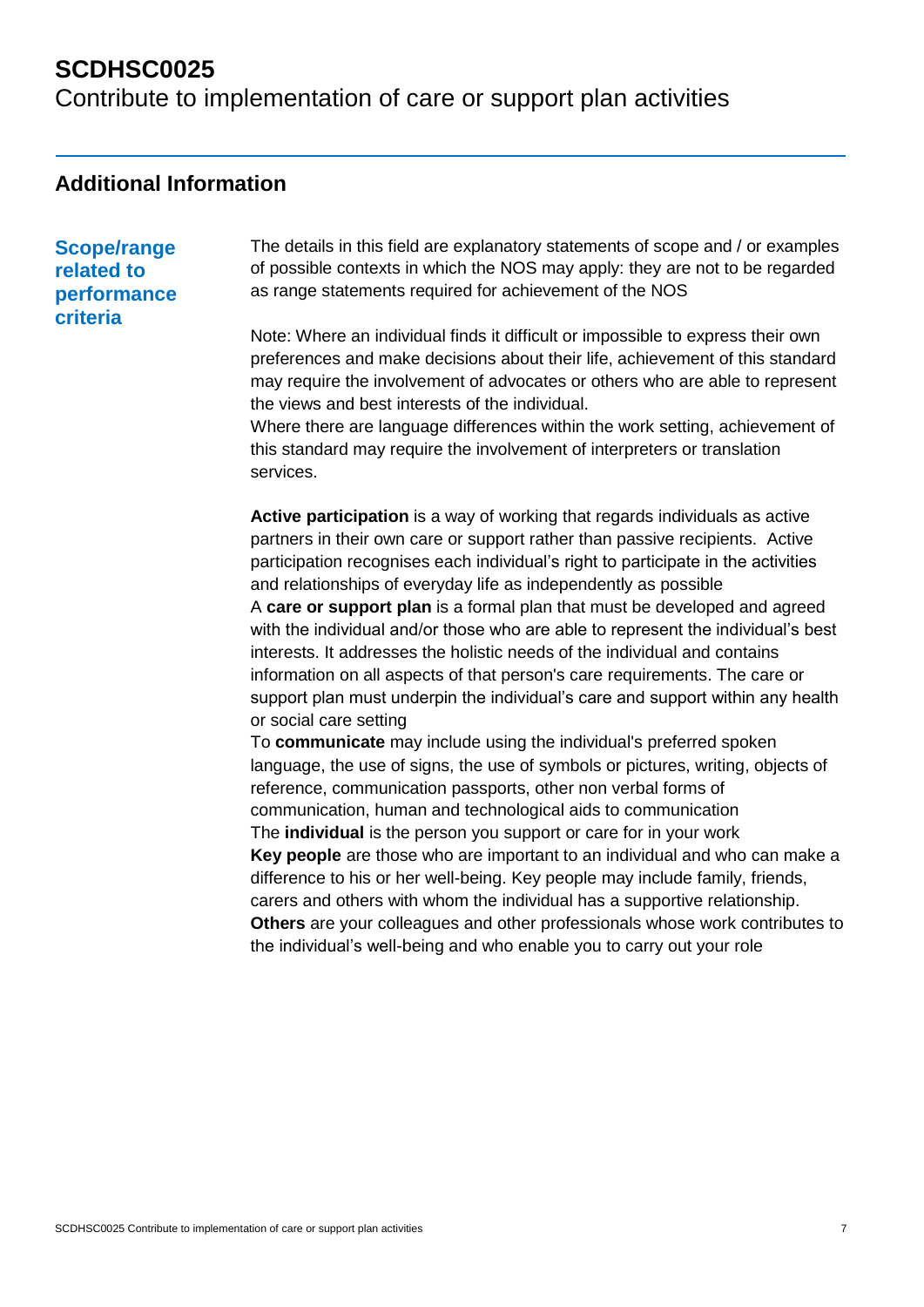# SCDHSC0025

Contribute to implementation of care or support plan activities

## Additional Information

### Scope/range related to performance criteria

The details in this field are explanatory statements of scope and / or examples of possible contexts in which the NOS may apply: they are not to be regarded as range statements required for achievement of the NOS

Note: Where an individual finds it difficult or impossible to express their own preferences and make decisions about their life, achievement of this standard may require the involvement of advocates or others who are able to represent the views and best interests of the individual.
Where there are language differences within the work setting, achievement of this standard may require the involvement of interpreters or translation services.

**Active participation** is a way of working that regards individuals as active partners in their own care or support rather than passive recipients. Active participation recognises each individual's right to participate in the activities and relationships of everyday life as independently as possible
A **care or support plan** is a formal plan that must be developed and agreed with the individual and/or those who are able to represent the individual's best interests. It addresses the holistic needs of the individual and contains information on all aspects of that person's care requirements. The care or support plan must underpin the individual's care and support within any health or social care setting
To **communicate** may include using the individual's preferred spoken language, the use of signs, the use of symbols or pictures, writing, objects of reference, communication passports, other non verbal forms of communication, human and technological aids to communication
The **individual** is the person you support or care for in your work
**Key people** are those who are important to an individual and who can make a difference to his or her well-being. Key people may include family, friends, carers and others with whom the individual has a supportive relationship.
**Others** are your colleagues and other professionals whose work contributes to the individual's well-being and who enable you to carry out your role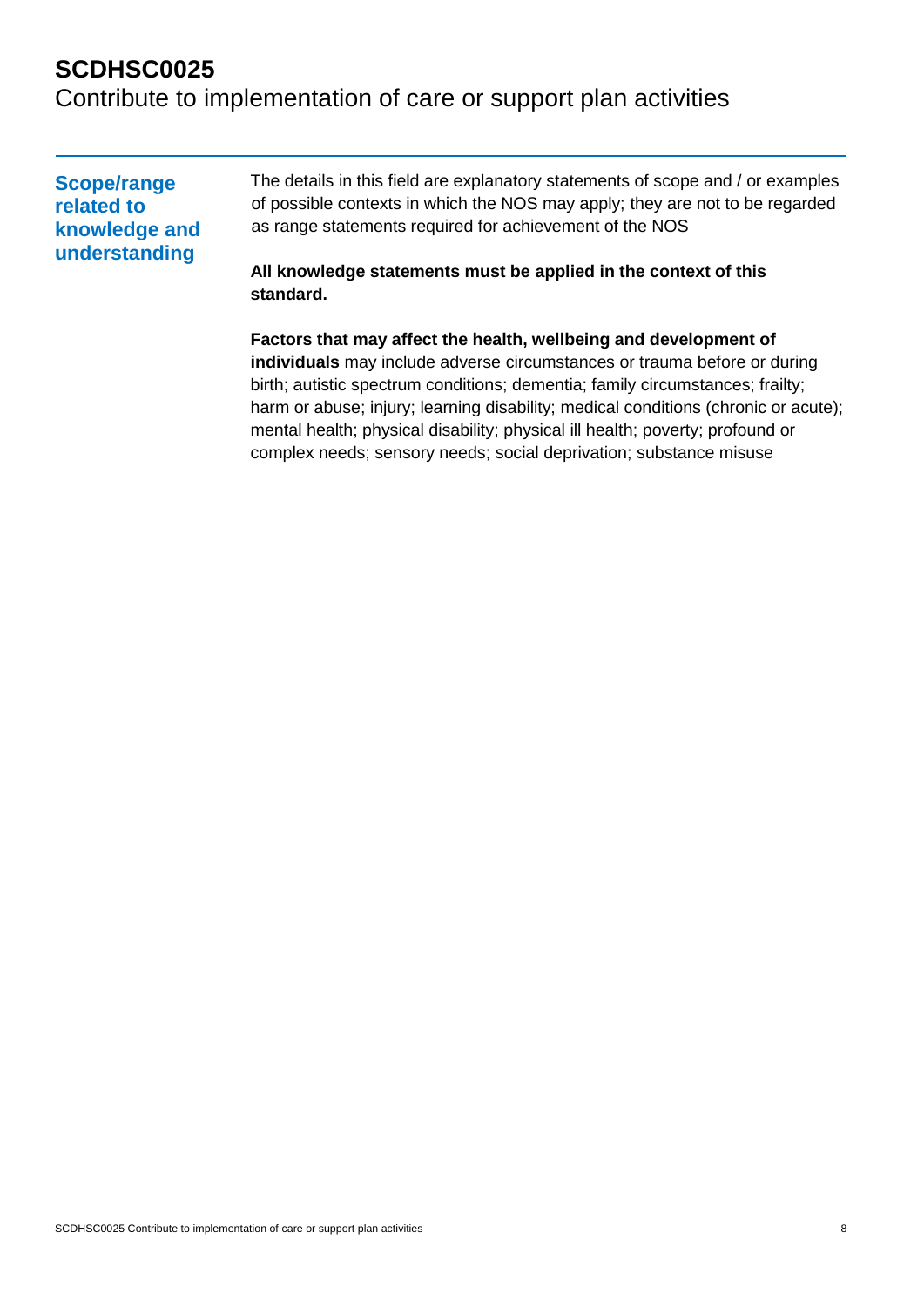# SCDHSC0025
Contribute to implementation of care or support plan activities

## Scope/range related to knowledge and understanding

The details in this field are explanatory statements of scope and / or examples of possible contexts in which the NOS may apply; they are not to be regarded as range statements required for achievement of the NOS

**All knowledge statements must be applied in the context of this standard.**

**Factors that may affect the health, wellbeing and development of individuals** may include adverse circumstances or trauma before or during birth; autistic spectrum conditions; dementia; family circumstances; frailty; harm or abuse; injury; learning disability; medical conditions (chronic or acute); mental health; physical disability; physical ill health; poverty; profound or complex needs; sensory needs; social deprivation; substance misuse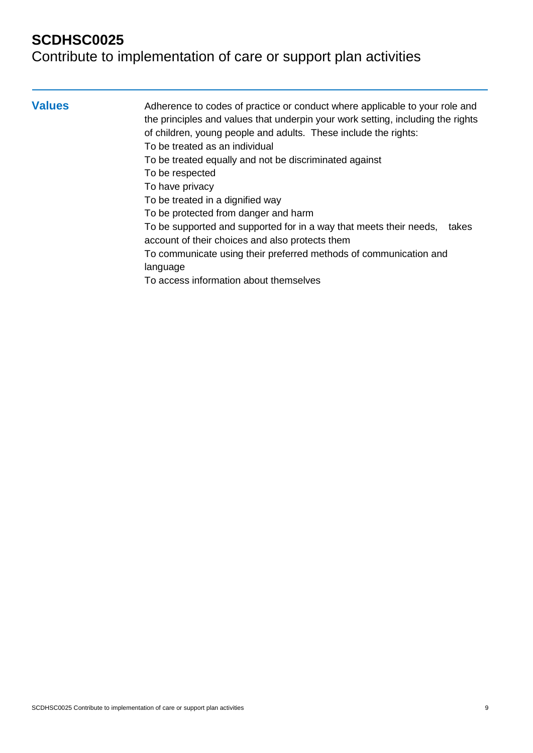# SCDHSC0025
Contribute to implementation of care or support plan activities

## Values

Adherence to codes of practice or conduct where applicable to your role and the principles and values that underpin your work setting, including the rights of children, young people and adults. These include the rights:

To be treated as an individual

To be treated equally and not be discriminated against

To be respected

To have privacy

To be treated in a dignified way

To be protected from danger and harm

To be supported and supported for in a way that meets their needs, takes account of their choices and also protects them

To communicate using their preferred methods of communication and language

To access information about themselves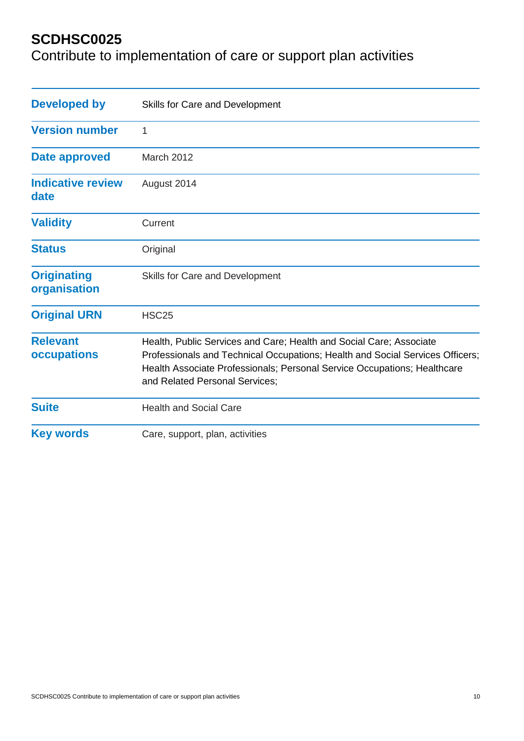# SCDHSC0025

Contribute to implementation of care or support plan activities

| | |
|---|---|
| **Developed by** | Skills for Care and Development |
| **Version number** | 1 |
| **Date approved** | March 2012 |
| **Indicative review date** | August 2014 |
| **Validity** | Current |
| **Status** | Original |
| **Originating organisation** | Skills for Care and Development |
| **Original URN** | HSC25 |
| **Relevant occupations** | Health, Public Services and Care; Health and Social Care; Associate Professionals and Technical Occupations; Health and Social Services Officers; Health Associate Professionals; Personal Service Occupations; Healthcare and Related Personal Services; |
| **Suite** | Health and Social Care |
| **Key words** | Care, support, plan, activities |